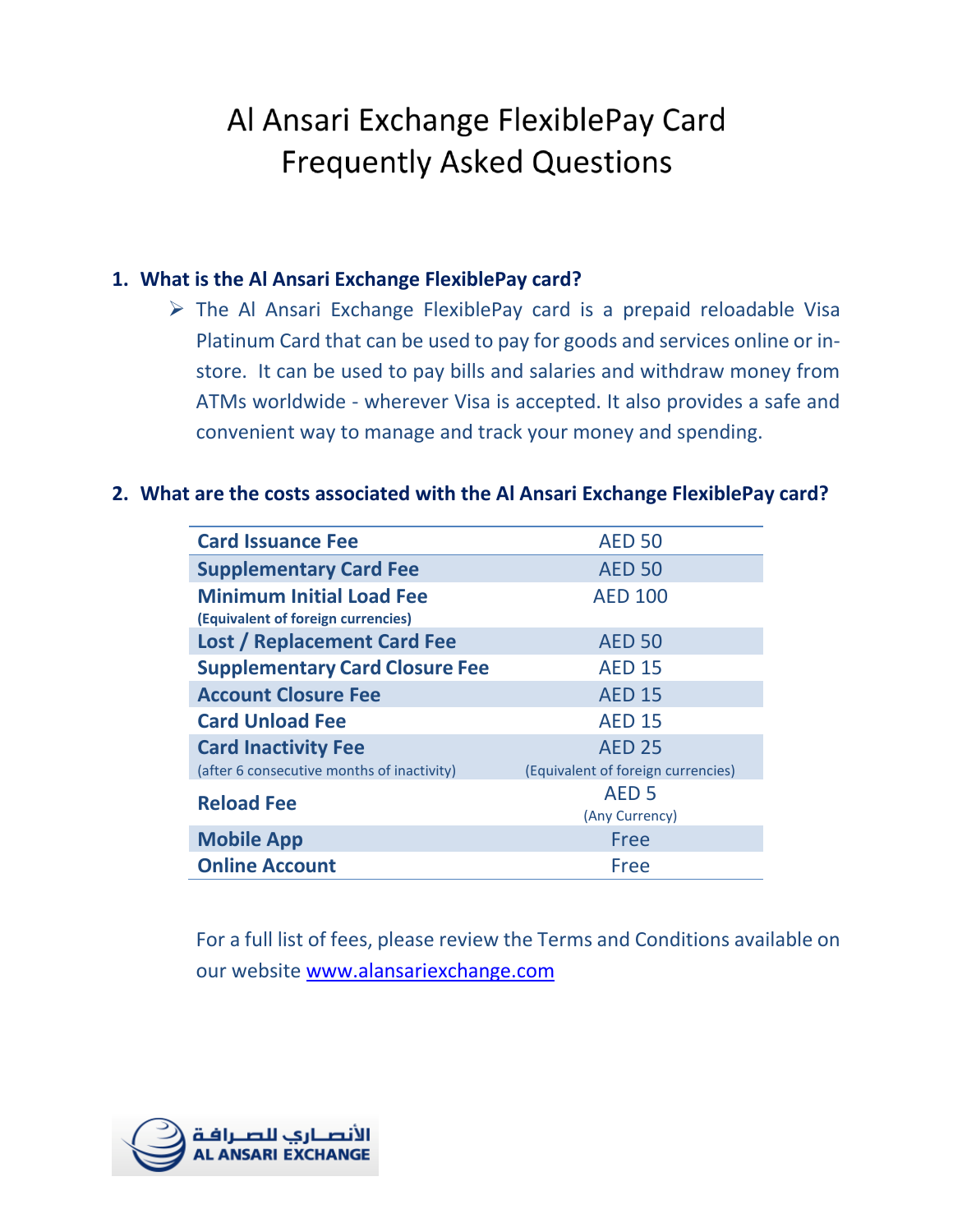# Al Ansari Exchange FlexiblePay Card
# Frequently Asked Questions

**1. What is the Al Ansari Exchange FlexiblePay card?**

- The Al Ansari Exchange FlexiblePay card is a prepaid reloadable Visa Platinum Card that can be used to pay for goods and services online or in-store. It can be used to pay bills and salaries and withdraw money from ATMs worldwide - wherever Visa is accepted. It also provides a safe and convenient way to manage and track your money and spending.

**2. What are the costs associated with the Al Ansari Exchange FlexiblePay card?**

| | |
|---|---|
| **Card Issuance Fee** | AED 50 |
| **Supplementary Card Fee** | AED 50 |
| **Minimum Initial Load Fee** **(Equivalent of foreign currencies)** | AED 100 |
| **Lost / Replacement Card Fee** | AED 50 |
| **Supplementary Card Closure Fee** | AED 15 |
| **Account Closure Fee** | AED 15 |
| **Card Unload Fee** | AED 15 |
| **Card Inactivity Fee** (after 6 consecutive months of inactivity) | AED 25 (Equivalent of foreign currencies) |
| **Reload Fee** | AED 5 (Any Currency) |
| **Mobile App** | Free |
| **Online Account** | Free |

For a full list of fees, please review the Terms and Conditions available on our website [www.alansariexchange.com](www.alansariexchange.com)

الأنصاري للصرافة
AL ANSARI EXCHANGE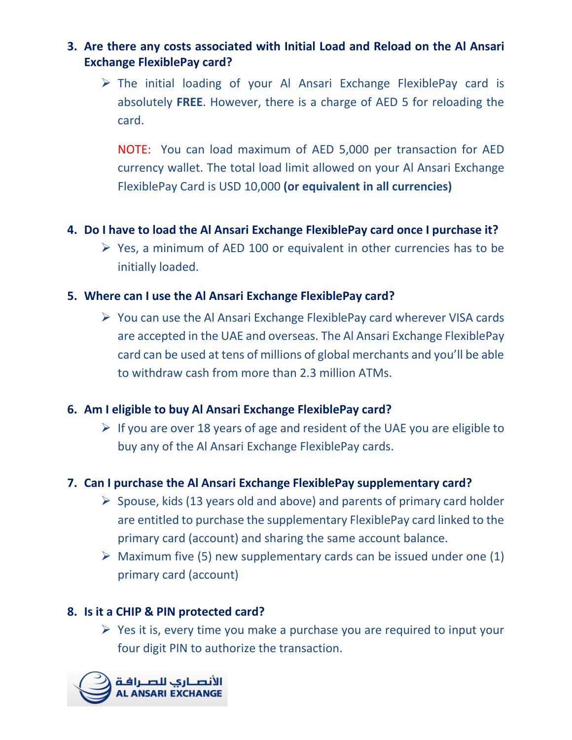3. **Are there any costs associated with Initial Load and Reload on the Al Ansari Exchange FlexiblePay card?**
   - The initial loading of your Al Ansari Exchange FlexiblePay card is absolutely **FREE**. However, there is a charge of AED 5 for reloading the card.

     NOTE: You can load maximum of AED 5,000 per transaction for AED currency wallet. The total load limit allowed on your Al Ansari Exchange FlexiblePay Card is USD 10,000 **(or equivalent in all currencies)**

4. **Do I have to load the Al Ansari Exchange FlexiblePay card once I purchase it?**
   - Yes, a minimum of AED 100 or equivalent in other currencies has to be initially loaded.

5. **Where can I use the Al Ansari Exchange FlexiblePay card?**
   - You can use the Al Ansari Exchange FlexiblePay card wherever VISA cards are accepted in the UAE and overseas. The Al Ansari Exchange FlexiblePay card can be used at tens of millions of global merchants and you'll be able to withdraw cash from more than 2.3 million ATMs.

6. **Am I eligible to buy Al Ansari Exchange FlexiblePay card?**
   - If you are over 18 years of age and resident of the UAE you are eligible to buy any of the Al Ansari Exchange FlexiblePay cards.

7. **Can I purchase the Al Ansari Exchange FlexiblePay supplementary card?**
   - Spouse, kids (13 years old and above) and parents of primary card holder are entitled to purchase the supplementary FlexiblePay card linked to the primary card (account) and sharing the same account balance.
   - Maximum five (5) new supplementary cards can be issued under one (1) primary card (account)

8. **Is it a CHIP & PIN protected card?**
   - Yes it is, every time you make a purchase you are required to input your four digit PIN to authorize the transaction.

الأنصاري للصرافة
AL ANSARI EXCHANGE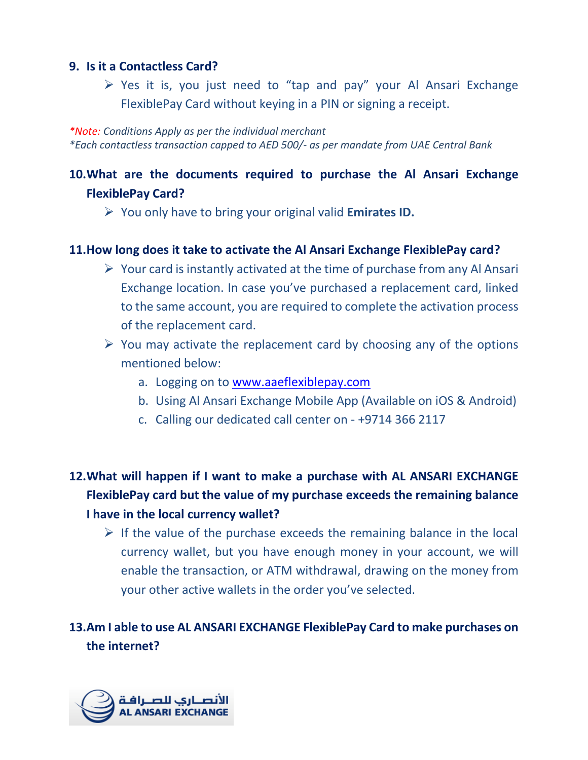**9. Is it a Contactless Card?**

- Yes it is, you just need to "tap and pay" your Al Ansari Exchange FlexiblePay Card without keying in a PIN or signing a receipt.

*\*Note: Conditions Apply as per the individual merchant*
*\*Each contactless transaction capped to AED 500/- as per mandate from UAE Central Bank*

**10. What are the documents required to purchase the Al Ansari Exchange FlexiblePay Card?**

- You only have to bring your original valid **Emirates ID.**

**11. How long does it take to activate the Al Ansari Exchange FlexiblePay card?**

- Your card is instantly activated at the time of purchase from any Al Ansari Exchange location. In case you've purchased a replacement card, linked to the same account, you are required to complete the activation process of the replacement card.
- You may activate the replacement card by choosing any of the options mentioned below:
  a. Logging on to www.aaeflexiblepay.com
  b. Using Al Ansari Exchange Mobile App (Available on iOS & Android)
  c. Calling our dedicated call center on - +9714 366 2117

**12. What will happen if I want to make a purchase with AL ANSARI EXCHANGE FlexiblePay card but the value of my purchase exceeds the remaining balance I have in the local currency wallet?**

- If the value of the purchase exceeds the remaining balance in the local currency wallet, but you have enough money in your account, we will enable the transaction, or ATM withdrawal, drawing on the money from your other active wallets in the order you've selected.

**13. Am I able to use AL ANSARI EXCHANGE FlexiblePay Card to make purchases on the internet?**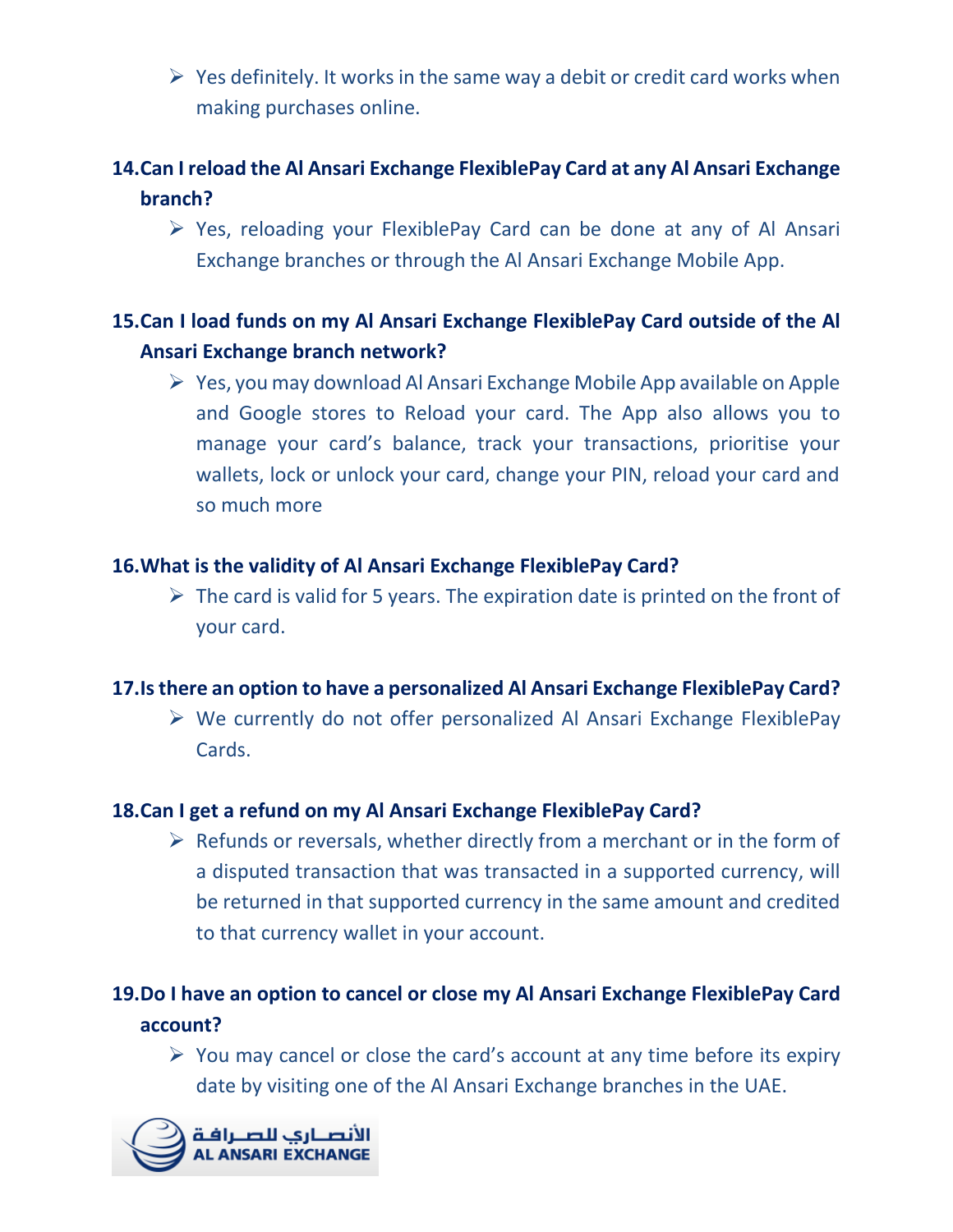- Yes definitely. It works in the same way a debit or credit card works when making purchases online.

**14. Can I reload the Al Ansari Exchange FlexiblePay Card at any Al Ansari Exchange branch?**

- Yes, reloading your FlexiblePay Card can be done at any of Al Ansari Exchange branches or through the Al Ansari Exchange Mobile App.

**15. Can I load funds on my Al Ansari Exchange FlexiblePay Card outside of the Al Ansari Exchange branch network?**

- Yes, you may download Al Ansari Exchange Mobile App available on Apple and Google stores to Reload your card. The App also allows you to manage your card's balance, track your transactions, prioritise your wallets, lock or unlock your card, change your PIN, reload your card and so much more

**16. What is the validity of Al Ansari Exchange FlexiblePay Card?**

- The card is valid for 5 years. The expiration date is printed on the front of your card.

**17. Is there an option to have a personalized Al Ansari Exchange FlexiblePay Card?**

- We currently do not offer personalized Al Ansari Exchange FlexiblePay Cards.

**18. Can I get a refund on my Al Ansari Exchange FlexiblePay Card?**

- Refunds or reversals, whether directly from a merchant or in the form of a disputed transaction that was transacted in a supported currency, will be returned in that supported currency in the same amount and credited to that currency wallet in your account.

**19. Do I have an option to cancel or close my Al Ansari Exchange FlexiblePay Card account?**

- You may cancel or close the card's account at any time before its expiry date by visiting one of the Al Ansari Exchange branches in the UAE.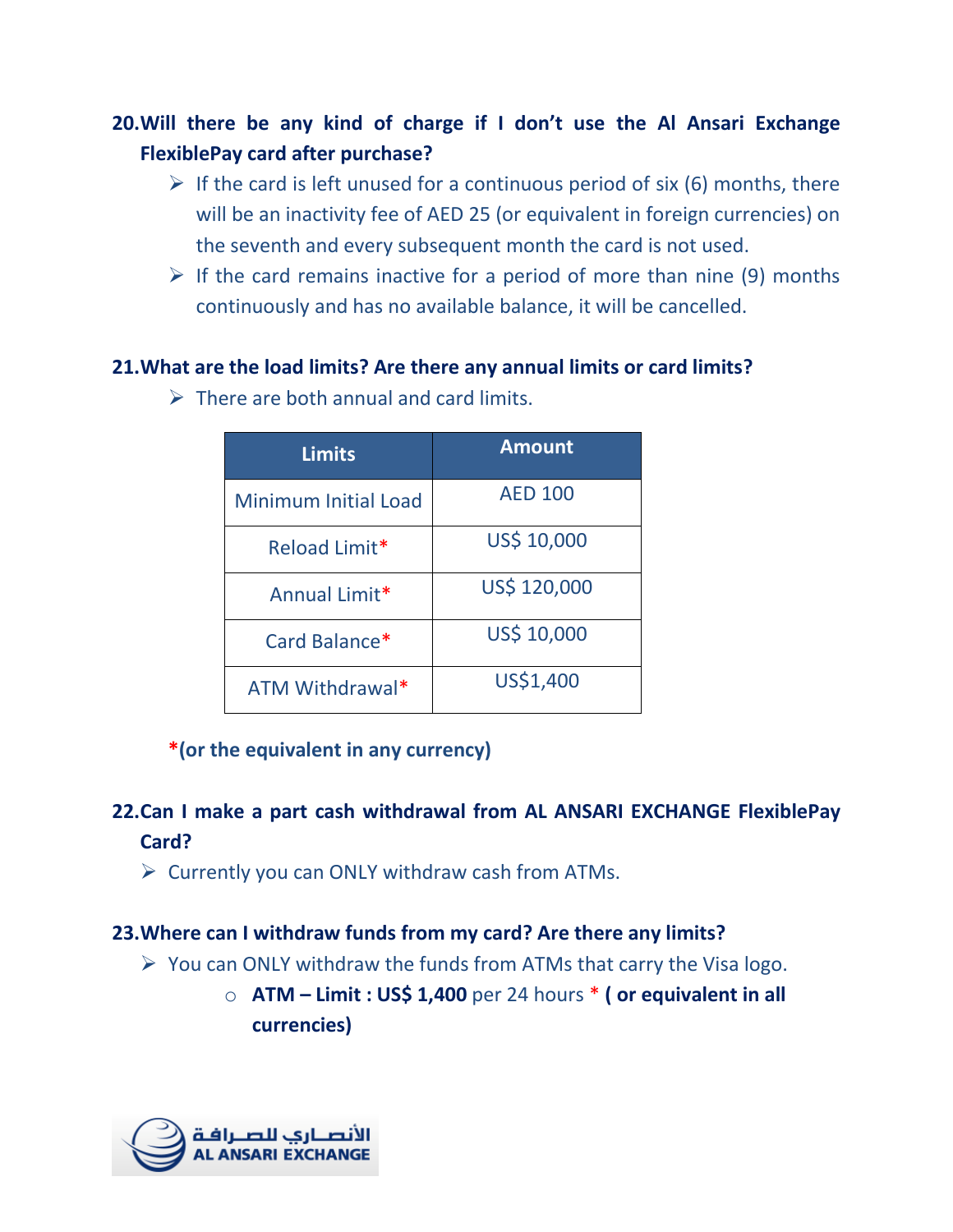**20. Will there be any kind of charge if I don't use the Al Ansari Exchange FlexiblePay card after purchase?**

- If the card is left unused for a continuous period of six (6) months, there will be an inactivity fee of AED 25 (or equivalent in foreign currencies) on the seventh and every subsequent month the card is not used.
- If the card remains inactive for a period of more than nine (9) months continuously and has no available balance, it will be cancelled.

**21. What are the load limits? Are there any annual limits or card limits?**

- There are both annual and card limits.

| Limits | Amount |
|---|---|
| Minimum Initial Load | AED 100 |
| Reload Limit* | US$ 10,000 |
| Annual Limit* | US$ 120,000 |
| Card Balance* | US$ 10,000 |
| ATM Withdrawal* | US$1,400 |

***(or the equivalent in any currency)**

**22. Can I make a part cash withdrawal from AL ANSARI EXCHANGE FlexiblePay Card?**

- Currently you can ONLY withdraw cash from ATMs.

**23. Where can I withdraw funds from my card? Are there any limits?**

- You can ONLY withdraw the funds from ATMs that carry the Visa logo.
  - **ATM – Limit : US$ 1,400** per 24 hours * **( or equivalent in all currencies)**

الأنصاري للصرافة
AL ANSARI EXCHANGE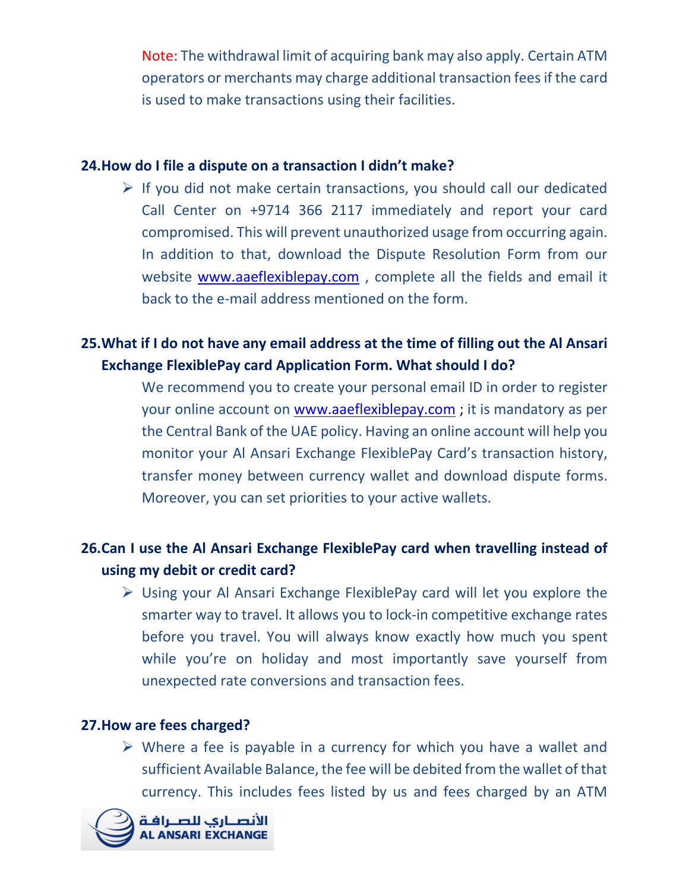Note: The withdrawal limit of acquiring bank may also apply. Certain ATM operators or merchants may charge additional transaction fees if the card is used to make transactions using their facilities.

**24. How do I file a dispute on a transaction I didn't make?**

- If you did not make certain transactions, you should call our dedicated Call Center on +9714 366 2117 immediately and report your card compromised. This will prevent unauthorized usage from occurring again. In addition to that, download the Dispute Resolution Form from our website www.aaeflexiblepay.com , complete all the fields and email it back to the e-mail address mentioned on the form.

**25. What if I do not have any email address at the time of filling out the Al Ansari Exchange FlexiblePay card Application Form. What should I do?**

We recommend you to create your personal email ID in order to register your online account on www.aaeflexiblepay.com ; it is mandatory as per the Central Bank of the UAE policy. Having an online account will help you monitor your Al Ansari Exchange FlexiblePay Card's transaction history, transfer money between currency wallet and download dispute forms. Moreover, you can set priorities to your active wallets.

**26. Can I use the Al Ansari Exchange FlexiblePay card when travelling instead of using my debit or credit card?**

- Using your Al Ansari Exchange FlexiblePay card will let you explore the smarter way to travel. It allows you to lock-in competitive exchange rates before you travel. You will always know exactly how much you spent while you're on holiday and most importantly save yourself from unexpected rate conversions and transaction fees.

**27. How are fees charged?**

- Where a fee is payable in a currency for which you have a wallet and sufficient Available Balance, the fee will be debited from the wallet of that currency. This includes fees listed by us and fees charged by an ATM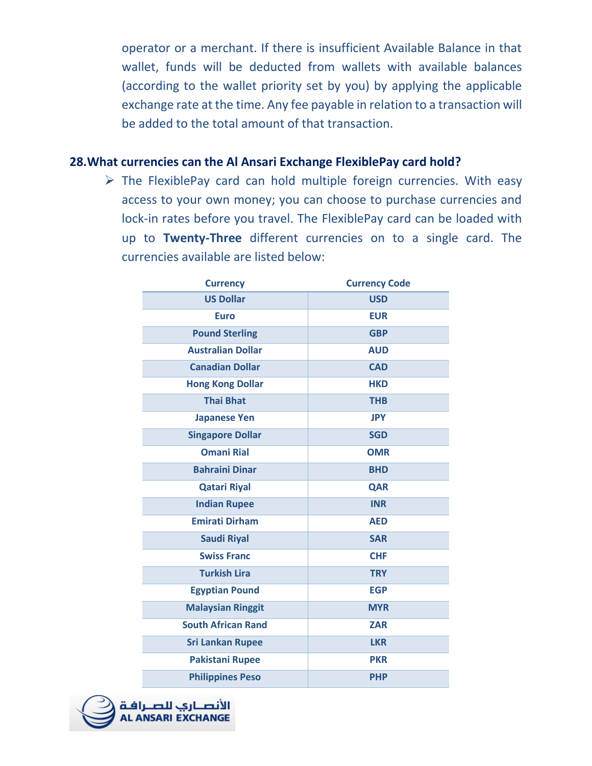operator or a merchant. If there is insufficient Available Balance in that wallet, funds will be deducted from wallets with available balances (according to the wallet priority set by you) by applying the applicable exchange rate at the time. Any fee payable in relation to a transaction will be added to the total amount of that transaction.

## 28. What currencies can the Al Ansari Exchange FlexiblePay card hold?

- The FlexiblePay card can hold multiple foreign currencies. With easy access to your own money; you can choose to purchase currencies and lock-in rates before you travel. The FlexiblePay card can be loaded with up to **Twenty-Three** different currencies on to a single card. The currencies available are listed below:

| Currency | Currency Code |
|---|---|
| US Dollar | USD |
| Euro | EUR |
| Pound Sterling | GBP |
| Australian Dollar | AUD |
| Canadian Dollar | CAD |
| Hong Kong Dollar | HKD |
| Thai Bhat | THB |
| Japanese Yen | JPY |
| Singapore Dollar | SGD |
| Omani Rial | OMR |
| Bahraini Dinar | BHD |
| Qatari Riyal | QAR |
| Indian Rupee | INR |
| Emirati Dirham | AED |
| Saudi Riyal | SAR |
| Swiss Franc | CHF |
| Turkish Lira | TRY |
| Egyptian Pound | EGP |
| Malaysian Ringgit | MYR |
| South African Rand | ZAR |
| Sri Lankan Rupee | LKR |
| Pakistani Rupee | PKR |
| Philippines Peso | PHP |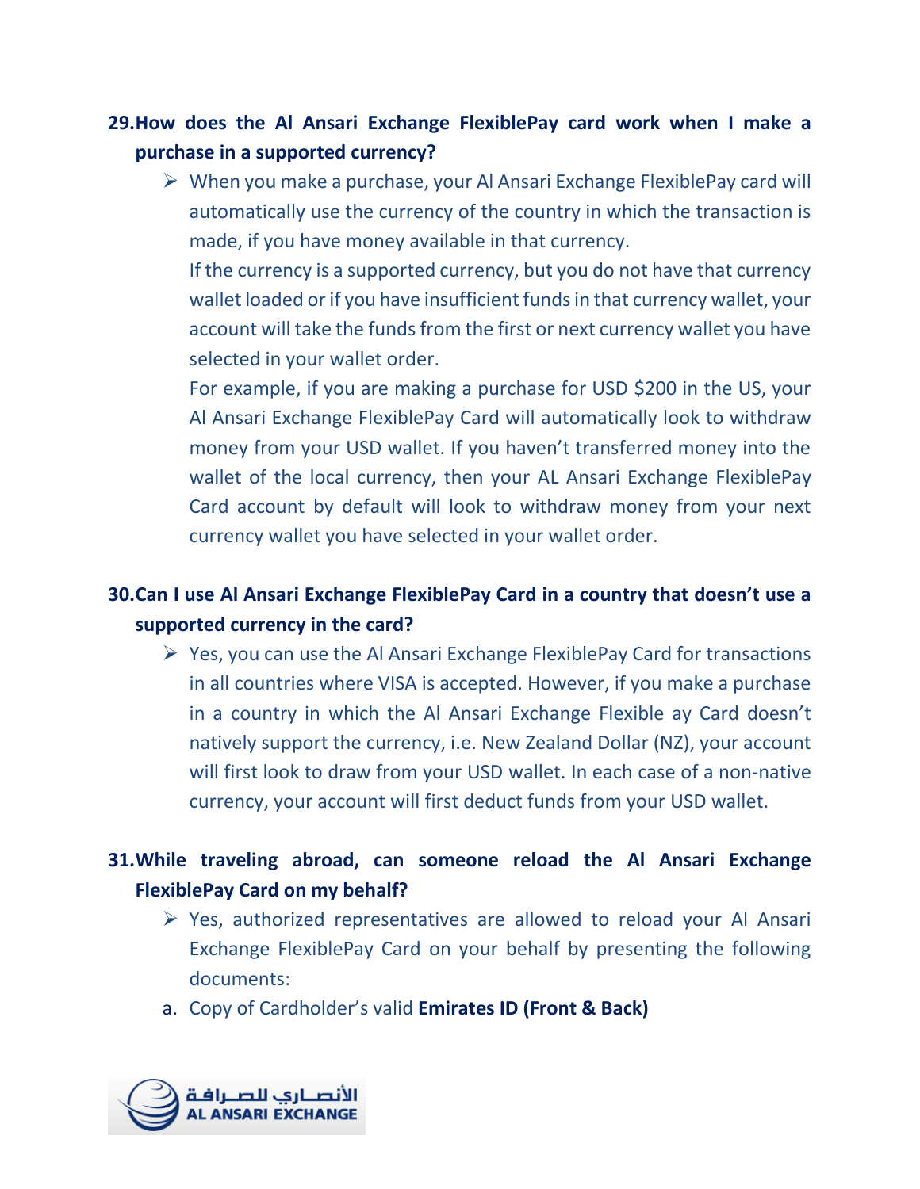**29. How does the Al Ansari Exchange FlexiblePay card work when I make a purchase in a supported currency?**

- When you make a purchase, your Al Ansari Exchange FlexiblePay card will automatically use the currency of the country in which the transaction is made, if you have money available in that currency.

  If the currency is a supported currency, but you do not have that currency wallet loaded or if you have insufficient funds in that currency wallet, your account will take the funds from the first or next currency wallet you have selected in your wallet order.

  For example, if you are making a purchase for USD $200 in the US, your Al Ansari Exchange FlexiblePay Card will automatically look to withdraw money from your USD wallet. If you haven't transferred money into the wallet of the local currency, then your AL Ansari Exchange FlexiblePay Card account by default will look to withdraw money from your next currency wallet you have selected in your wallet order.

**30. Can I use Al Ansari Exchange FlexiblePay Card in a country that doesn't use a supported currency in the card?**

- Yes, you can use the Al Ansari Exchange FlexiblePay Card for transactions in all countries where VISA is accepted. However, if you make a purchase in a country in which the Al Ansari Exchange Flexible ay Card doesn't natively support the currency, i.e. New Zealand Dollar (NZ), your account will first look to draw from your USD wallet. In each case of a non-native currency, your account will first deduct funds from your USD wallet.

**31. While traveling abroad, can someone reload the Al Ansari Exchange FlexiblePay Card on my behalf?**

- Yes, authorized representatives are allowed to reload your Al Ansari Exchange FlexiblePay Card on your behalf by presenting the following documents:

a. Copy of Cardholder's valid **Emirates ID (Front & Back)**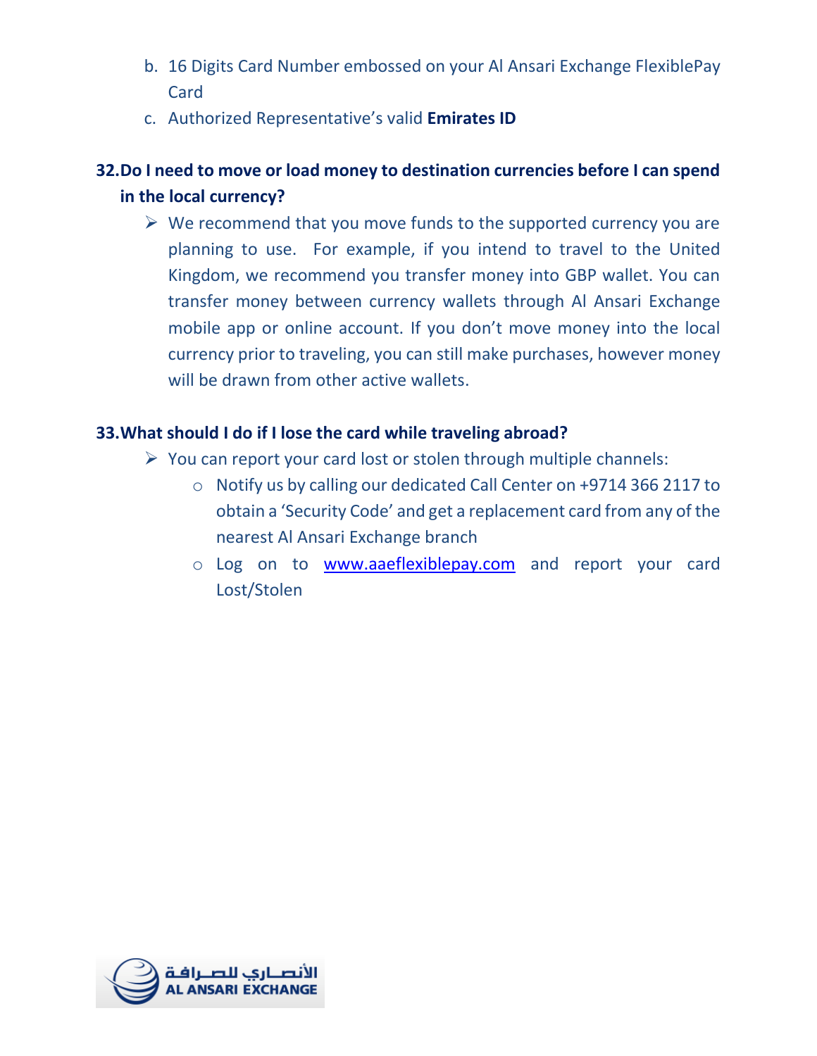b. 16 Digits Card Number embossed on your Al Ansari Exchange FlexiblePay Card
c. Authorized Representative's valid **Emirates ID**

**32. Do I need to move or load money to destination currencies before I can spend in the local currency?**

- We recommend that you move funds to the supported currency you are planning to use. For example, if you intend to travel to the United Kingdom, we recommend you transfer money into GBP wallet. You can transfer money between currency wallets through Al Ansari Exchange mobile app or online account. If you don't move money into the local currency prior to traveling, you can still make purchases, however money will be drawn from other active wallets.

**33. What should I do if I lose the card while traveling abroad?**

- You can report your card lost or stolen through multiple channels:
  - Notify us by calling our dedicated Call Center on +9714 366 2117 to obtain a 'Security Code' and get a replacement card from any of the nearest Al Ansari Exchange branch
  - Log on to [www.aaeflexiblepay.com](http://www.aaeflexiblepay.com) and report your card Lost/Stolen